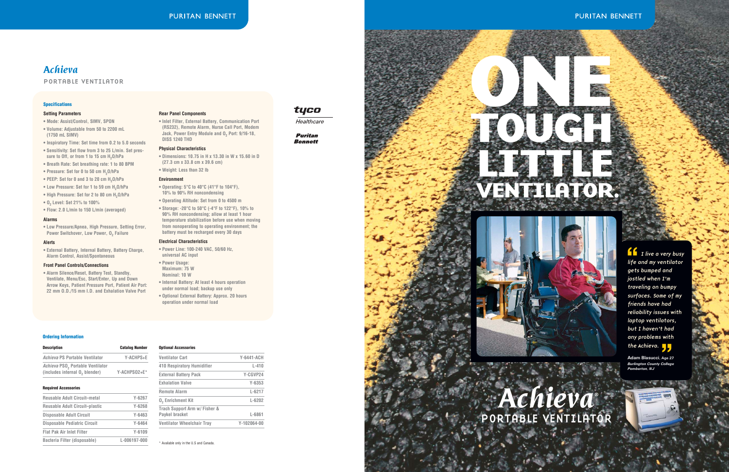# *Achieva*

PORTABLE VENTILATOR

## Specifications

### Setting Parameters

- Mode: Assist/Control, SIMV, SPON
- Volume: Adjustable from 50 to 2200 mL (1750 mL SIMV)
- Inspiratory Time: Set time from 0.2 to 5.0 seconds
- Sensitivity: Set flow from 3 to 25 L/min. Set pressure to Off, or from 1 to 15 cm $H_2O$/hPa
- Breath Rate: Set breathing rate: 1 to 80 BPM
- Pressure: Set for 0 to 50 cm $H_2O$/hPa
- PEEP: Set for 0 and 3 to 20 cm $H_2O$/hPa
- Low Pressure: Set for 1 to 59 cm $H_2O$/hPa
- High Pressure: Set for 2 to 80 cm $H_2O$/hPa
- $O_2$ Level: Set 21% to 100%
- Flow: 2.0 L/min to 150 L/min (averaged)

### Alarms

- Low Pressure/Apnea, High Pressure, Setting Error, Power Switchover, Low Power, $O_2$ Failure

### Alerts

- External Battery, Internal Battery, Battery Charge, Alarm Control, Assist/Spontaneous

### Front Panel Controls/Connections

- Alarm Silence/Reset, Battery Test, Standby, Ventilate, Menu/Esc, Start/Enter, Up and Down Arrow Keys, Patient Pressure Port, Patient Air Port: 22 mm O.D./15 mm I.D. and Exhalation Valve Port

### Rear Panel Components

- Inlet Filter, External Battery, Communication Port (RS232), Remote Alarm, Nurse Call Port, Modem Jack, Power Entry Module and $O_2$ Port: 9/16-18, DISS 1240 THD

### Physical Characteristics

- Dimensions: 10.75 in H x 13.30 in W x 15.60 in D (27.3 cm x 33.8 cm x 39.6 cm)
- Weight: Less than 32 lb

### Environment

- Operating: 5°C to 40°C (41°F to 104°F), 10% to 90% RH noncondensing
- Operating Altitude: Set from 0 to 4500 m
- Storage: -20°C to 50°C (-4°F to 122°F), 10% to 90% RH noncondensing; allow at least 1 hour temperature stabilization before use when moving from nonoperating to operating environment; the battery must be recharged every 30 days

### Electrical Characteristics

- Power Line: 100-240 VAC, 50/60 Hz, universal AC input
- Power Usage: Maximum: 75 W Nominal: 10 W
- Internal Battery: At least 4 hours operation under normal load; backup use only
- Optional External Battery: Approx. 20 hours operation under normal load

tyco Healthcare

Puritan Bennett

## Ordering Information

| Description | Catalog Number |
|---|---|
| *Achieva* PS Portable Ventilator | Y-ACHPS+E |
| *Achieva* PSO$_2$ Portable Ventilator (includes internal $O_2$ blender) | Y-ACHPSO2+E* |

### Required Accessories

| | |
|---|---|
| Reusable Adult Circuit–metal | Y-6267 |
| Reusable Adult Circuit–plastic | Y-6268 |
| Disposable Adult Circuit | Y-6463 |
| Disposable Pediatric Circuit | Y-6464 |
| Flat Pak Air Inlet Filter | Y-6109 |
| Bacteria Filter (disposable) | L-006197-000 |

### Optional Accessories

| | |
|---|---|
| Ventilator Cart | Y-6441-ACH |
| 410 Respiratory Humidifier | L-410 |
| External Battery Pack | Y-CGVP24 |
| Exhalation Valve | Y-6353 |
| Remote Alarm | L-6217 |
| $O_2$ Enrichment Kit | L-6202 |
| Trach Support Arm w/ Fisher & Paykel bracket | L-6861 |
| Ventilator Wheelchair Tray | Y-102064-00 |

\* Available only in the U.S and Canada.

# ONE TOUGH LITTLE VENTILATOR.

*"I live a very busy life and my ventilator gets bumped and jostled when I'm traveling on bumpy surfaces. Some of my friends have had reliability issues with laptop ventilators, but I haven't had any problems with the Achieva."*

**Adam Blasucci**, Age 27
*Burlington County College Pemberton, NJ*

*Achieva*®
PORTABLE VENTILATOR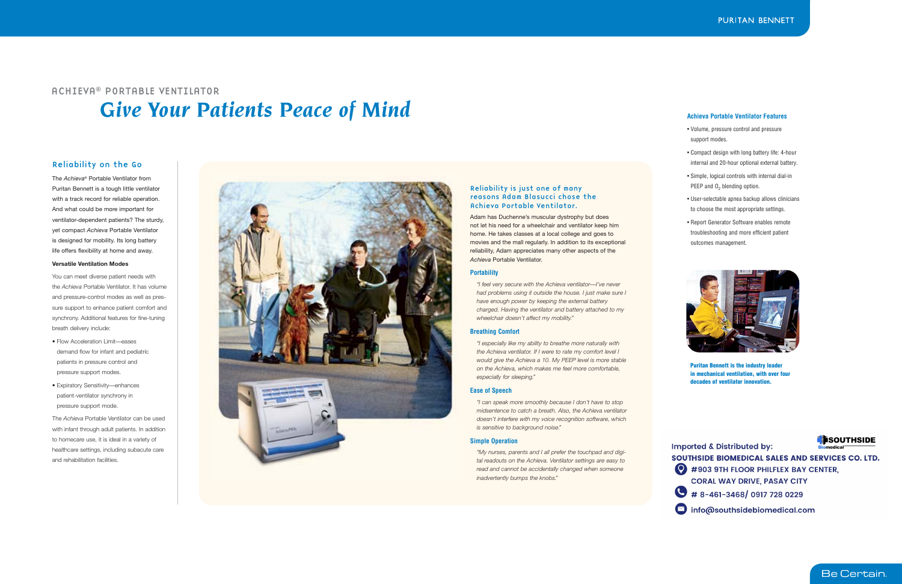# ACHIEVA® PORTABLE VENTILATOR

## Give Your Patients Peace of Mind

### Reliability on the Go

The *Achieva*® Portable Ventilator from Puritan Bennett is a tough little ventilator with a track record for reliable operation. And what could be more important for ventilator-dependent patients? The sturdy, yet compact *Achieva* Portable Ventilator is designed for mobility. Its long battery life offers flexibility at home and away.

**Versatile Ventilation Modes**

You can meet diverse patient needs with the *Achieva* Portable Ventilator. It has volume and pressure-control modes as well as pressure support to enhance patient comfort and synchrony. Additional features for fine-tuning breath delivery include:

- Flow Acceleration Limit—eases demand flow for infant and pediatric patients in pressure control and pressure support modes.
- Expiratory Sensitivity—enhances patient-ventilator synchrony in pressure support mode.

The *Achieva* Portable Ventilator can be used with infant through adult patients. In addition to homecare use, it is ideal in a variety of healthcare settings, including subacute care and rehabilitation facilities.

### Reliability is just one of many reasons Adam Blasucci chose the Achieva Portable Ventilator.

Adam has Duchenne's muscular dystrophy but does not let his need for a wheelchair and ventilator keep him home. He takes classes at a local college and goes to movies and the mall regularly. In addition to its exceptional reliability, Adam appreciates many other aspects of the *Achieva* Portable Ventilator.

**Portability**

*"I feel very secure with the Achieva ventilator—I've never had problems using it outside the house. I just make sure I have enough power by keeping the external battery charged. Having the ventilator and battery attached to my wheelchair doesn't affect my mobility."*

**Breathing Comfort**

*"I especially like my ability to breathe more naturally with the Achieva ventilator. If I were to rate my comfort level I would give the Achieva a 10. My PEEP level is more stable on the Achieva, which makes me feel more comfortable, especially for sleeping."*

**Ease of Speech**

*"I can speak more smoothly because I don't have to stop midsentence to catch a breath. Also, the Achieva ventilator doesn't interfere with my voice recognition software, which is sensitive to background noise."*

**Simple Operation**

*"My nurses, parents and I all prefer the touchpad and digital readouts on the Achieva. Ventilator settings are easy to read and cannot be accidentally changed when someone inadvertently bumps the knobs."*

**Achieva Portable Ventilator Features**

- Volume, pressure control and pressure support modes.
- Compact design with long battery life: 4-hour internal and 20-hour optional external battery.
- Simple, logical controls with internal dial-in PEEP and $O_2$ blending option.
- User-selectable apnea backup allows clinicians to choose the most appropriate settings.
- Report Generator Software enables remote troubleshooting and more efficient patient outcomes management.

**Puritan Bennett is the industry leader in mechanical ventilation, with over four decades of ventilator innovation.**

Imported & Distributed by:

**SOUTHSIDE BIOMEDICAL SALES AND SERVICES CO. LTD.**

#903 9TH FLOOR PHILFLEX BAY CENTER, CORAL WAY DRIVE, PASAY CITY

# 8-461-3468/ 0917 728 0229

info@southsidebiomedical.com

Be Certain.